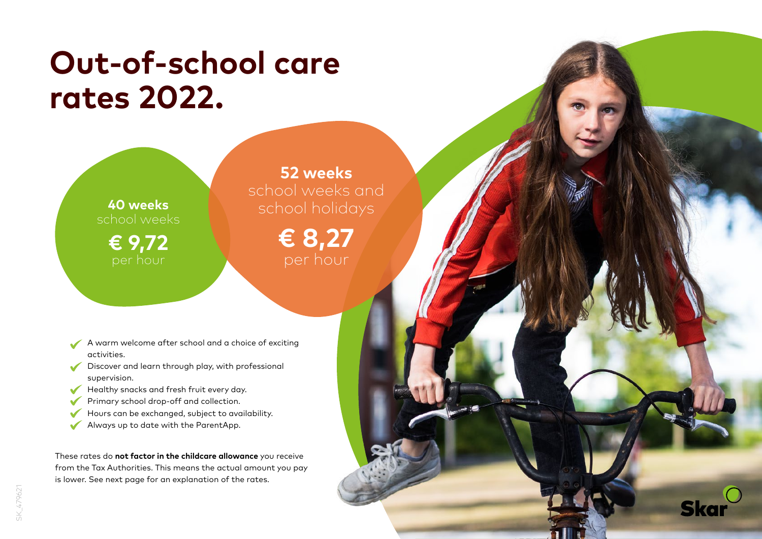# Out-of-school care rates 2022.

**40 weeks**
school weeks

**€ 9,72**
per hour

**52 weeks**
school weeks and school holidays

**€ 8,27**
per hour

- A warm welcome after school and a choice of exciting activities.
- Discover and learn through play, with professional supervision.
- Healthy snacks and fresh fruit every day.
- Primary school drop-off and collection.
- Hours can be exchanged, subject to availability.
- Always up to date with the ParentApp.

These rates do **not factor in the childcare allowance** you receive from the Tax Authorities. This means the actual amount you pay is lower. See next page for an explanation of the rates.

SK_479621

Skar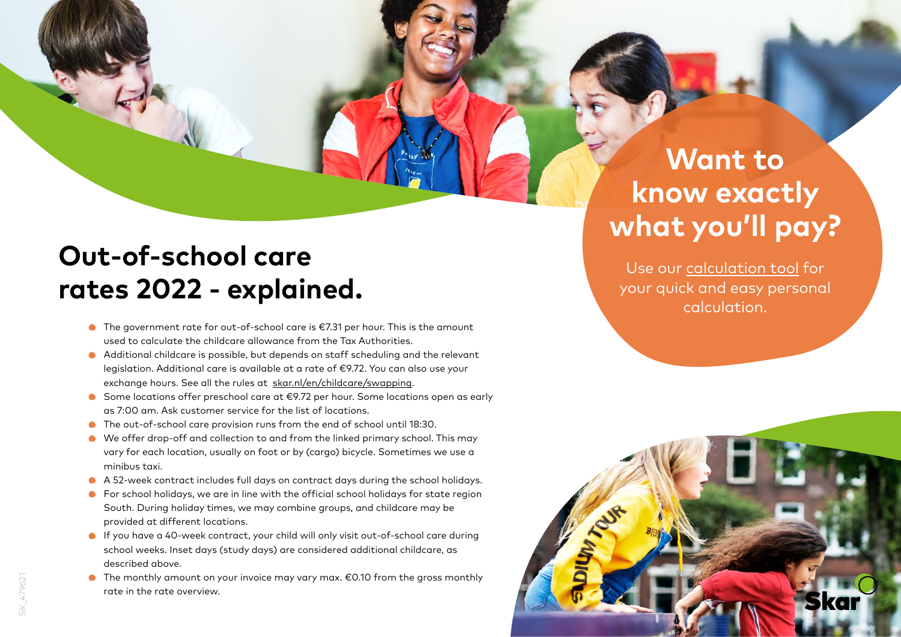# Out-of-school care rates 2022 - explained.

- The government rate for out-of-school care is €7.31 per hour. This is the amount used to calculate the childcare allowance from the Tax Authorities.
- Additional childcare is possible, but depends on staff scheduling and the relevant legislation. Additional care is available at a rate of €9.72. You can also use your exchange hours. See all the rules at skar.nl/en/childcare/swapping.
- Some locations offer preschool care at €9.72 per hour. Some locations open as early as 7:00 am. Ask customer service for the list of locations.
- The out-of-school care provision runs from the end of school until 18:30.
- We offer drop-off and collection to and from the linked primary school. This may vary for each location, usually on foot or by (cargo) bicycle. Sometimes we use a minibus taxi.
- A 52-week contract includes full days on contract days during the school holidays.
- For school holidays, we are in line with the official school holidays for state region South. During holiday times, we may combine groups, and childcare may be provided at different locations.
- If you have a 40-week contract, your child will only visit out-of-school care during school weeks. Inset days (study days) are considered additional childcare, as described above.
- The monthly amount on your invoice may vary max. €0.10 from the gross monthly rate in the rate overview.

## Want to know exactly what you'll pay?

Use our calculation tool for your quick and easy personal calculation.

Skar

SK_479621